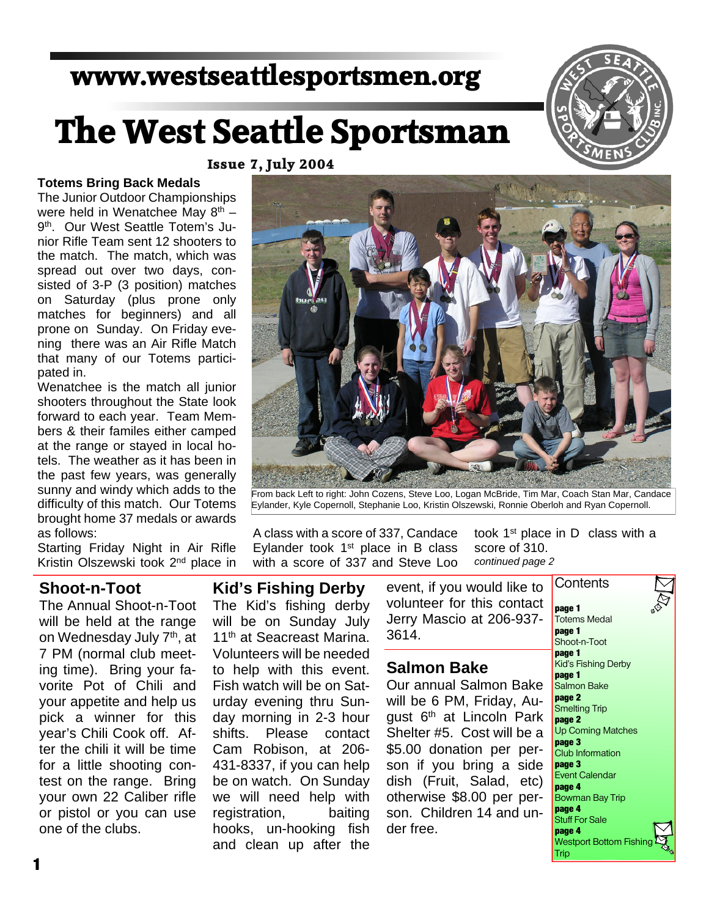www.westseattlesportsmen.org

# The West Seattle Sportsman

**Issue 7, July 2004**

### Totems Bring Back Medals

The Junior Outdoor Championships were held in Wenatchee May 8th – 9th. Our West Seattle Totem's Junior Rifle Team sent 12 shooters to the match. The match, which was spread out over two days, consisted of 3-P (3 position) matches on Saturday (plus prone only matches for beginners) and all prone on Sunday. On Friday evening there was an Air Rifle Match that many of our Totems participated in.

Wenatchee is the match all junior shooters throughout the State look forward to each year. Team Members & their familes either camped at the range or stayed in local hotels. The weather as it has been in the past few years, was generally sunny and windy which adds to the difficulty of this match. Our Totems brought home 37 medals or awards as follows:

From back Left to right: John Cozens, Steve Loo, Logan McBride, Tim Mar, Coach Stan Mar, Candace Eylander, Kyle Copernoll, Stephanie Loo, Kristin Olszewski, Ronnie Oberloh and Ryan Copernoll.

Starting Friday Night in Air Rifle Kristin Olszewski took 2nd place in A class with a score of 337, Candace Eylander took 1st place in B class with a score of 337 and Steve Loo took 1st place in D class with a score of 310.

*continued page 2*

## Shoot-n-Toot

The Annual Shoot-n-Toot will be held at the range on Wednesday July 7th, at 7 PM (normal club meeting time). Bring your favorite Pot of Chili and your appetite and help us pick a winner for this year's Chili Cook off. After the chili it will be time for a little shooting contest on the range. Bring your own 22 Caliber rifle or pistol or you can use one of the clubs.

## Kid's Fishing Derby

The Kid's fishing derby will be on Sunday July 11th at Seacreast Marina. Volunteers will be needed to help with this event. Fish watch will be on Saturday evening thru Sunday morning in 2-3 hour shifts. Please contact Cam Robison, at 206-431-8337, if you can help be on watch. On Sunday we will need help with registration, baiting hooks, un-hooking fish and clean up after the event, if you would like to volunteer for this contact Jerry Mascio at 206-937-3614.

## Salmon Bake

Our annual Salmon Bake will be 6 PM, Friday, August 6th at Lincoln Park Shelter #5. Cost will be a $5.00 donation per person if you bring a side dish (Fruit, Salad, etc) otherwise $8.00 per person. Children 14 and under free.

## Contents

**page 1** Totems Medal
**page 1** Shoot-n-Toot
**page 1** Kid's Fishing Derby
**page 1** Salmon Bake
**page 2** Smelting Trip
**page 2** Up Coming Matches
**page 3** Club Information
**page 3** Event Calendar
**page 4** Bowman Bay Trip
**page 4** Stuff For Sale
**page 4** Westport Bottom Fishing Trip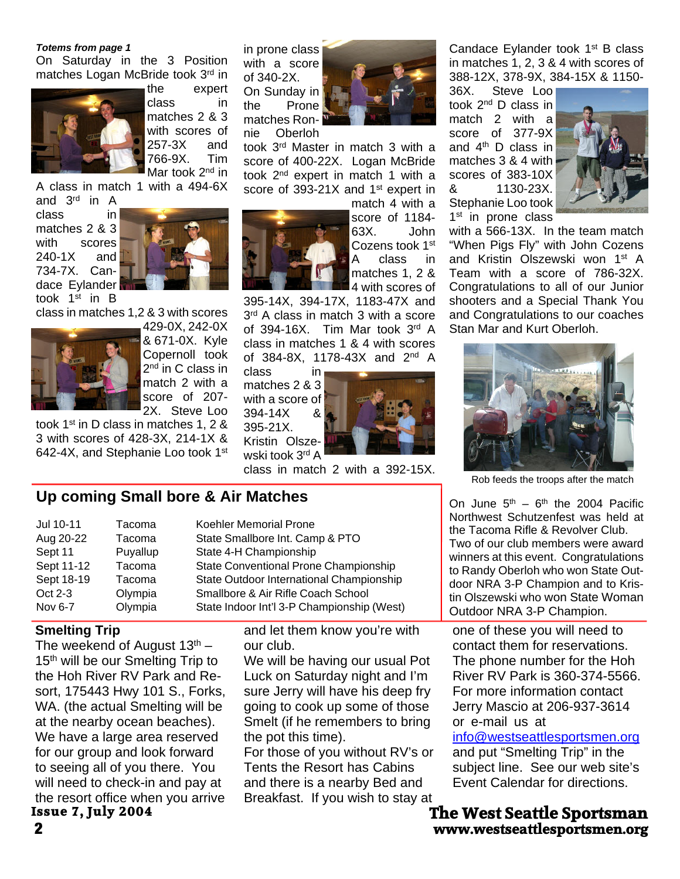***Totems from page 1***

On Saturday in the 3 Position matches Logan McBride took 3rd in the expert class in matches 2 & 3 with scores of 257-3X and 766-9X. Tim Mar took 2nd in A class in match 1 with a 494-6X and 3rd in A class in matches 2 & 3 with scores 240-1X and 734-7X. Candace Eylander took 1st in B class in matches 1,2 & 3 with scores 429-0X, 242-0X & 671-0X. Kyle Copernoll took 2nd in C class in match 2 with a score of 207-2X. Steve Loo took 1st in D class in matches 1, 2 & 3 with scores of 428-3X, 214-1X & 642-4X, and Stephanie Loo took 1st in prone class with a score of 340-2X.

On Sunday in the Prone matches Ronnie Oberloh took 3rd Master in match 3 with a score of 400-22X. Logan McBride took 2nd expert in match 1 with a score of 393-21X and 1st expert in match 4 with a score of 1184-63X. John Cozens took 1st A class in matches 1, 2 & 4 with scores of 395-14X, 394-17X, 1183-47X and 3rd A class in match 3 with a score of 394-16X. Tim Mar took 3rd A class in matches 1 & 4 with scores of 384-8X, 1178-43X and 2nd A class in matches 2 & 3 with a score of 394-14X & 395-21X. Kristin Olszewski took 3rd A class in match 2 with a 392-15X. Candace Eylander took 1st B class in matches 1, 2, 3 & 4 with scores of 388-12X, 378-9X, 384-15X & 1150-36X. Steve Loo took 2nd D class in match 2 with a score of 377-9X and 4th D class in matches 3 & 4 with scores of 383-10X & 1130-23X. Stephanie Loo took 1st in prone class with a 566-13X. In the team match "When Pigs Fly" with John Cozens and Kristin Olszewski won 1st A Team with a score of 786-32X. Congratulations to all of our Junior shooters and a Special Thank You and Congratulations to our coaches Stan Mar and Kurt Oberloh.

Rob feeds the troops after the match

## Up coming Small bore & Air Matches

| | | |
|---|---|---|
| Jul 10-11 | Tacoma | Koehler Memorial Prone |
| Aug 20-22 | Tacoma | State Smallbore Int. Camp & PTO |
| Sept 11 | Puyallup | State 4-H Championship |
| Sept 11-12 | Tacoma | State Conventional Prone Championship |
| Sept 18-19 | Tacoma | State Outdoor International Championship |
| Oct 2-3 | Olympia | Smallbore & Air Rifle Coach School |
| Nov 6-7 | Olympia | State Indoor Int'l 3-P Championship (West) |

On June 5th – 6th the 2004 Pacific Northwest Schutzenfest was held at the Tacoma Rifle & Revolver Club. Two of our club members were award winners at this event. Congratulations to Randy Oberloh who won State Outdoor NRA 3-P Champion and to Kristin Olszewski who won State Woman Outdoor NRA 3-P Champion.

### Smelting Trip

The weekend of August 13th – 15th will be our Smelting Trip to the Hoh River RV Park and Resort, 175443 Hwy 101 S., Forks, WA. (the actual Smelting will be at the nearby ocean beaches). We have a large area reserved for our group and look forward to seeing all of you there. You will need to check-in and pay at the resort office when you arrive and let them know you're with our club.

We will be having our usual Pot Luck on Saturday night and I'm sure Jerry will have his deep fry going to cook up some of those Smelt (if he remembers to bring the pot this time).

For those of you without RV's or Tents the Resort has Cabins and there is a nearby Bed and Breakfast. If you wish to stay at one of these you will need to contact them for reservations. The phone number for the Hoh River RV Park is 360-374-5566. For more information contact Jerry Mascio at 206-937-3614 or e-mail us at info@westseattlesportsmen.org and put "Smelting Trip" in the subject line. See our web site's Event Calendar for directions.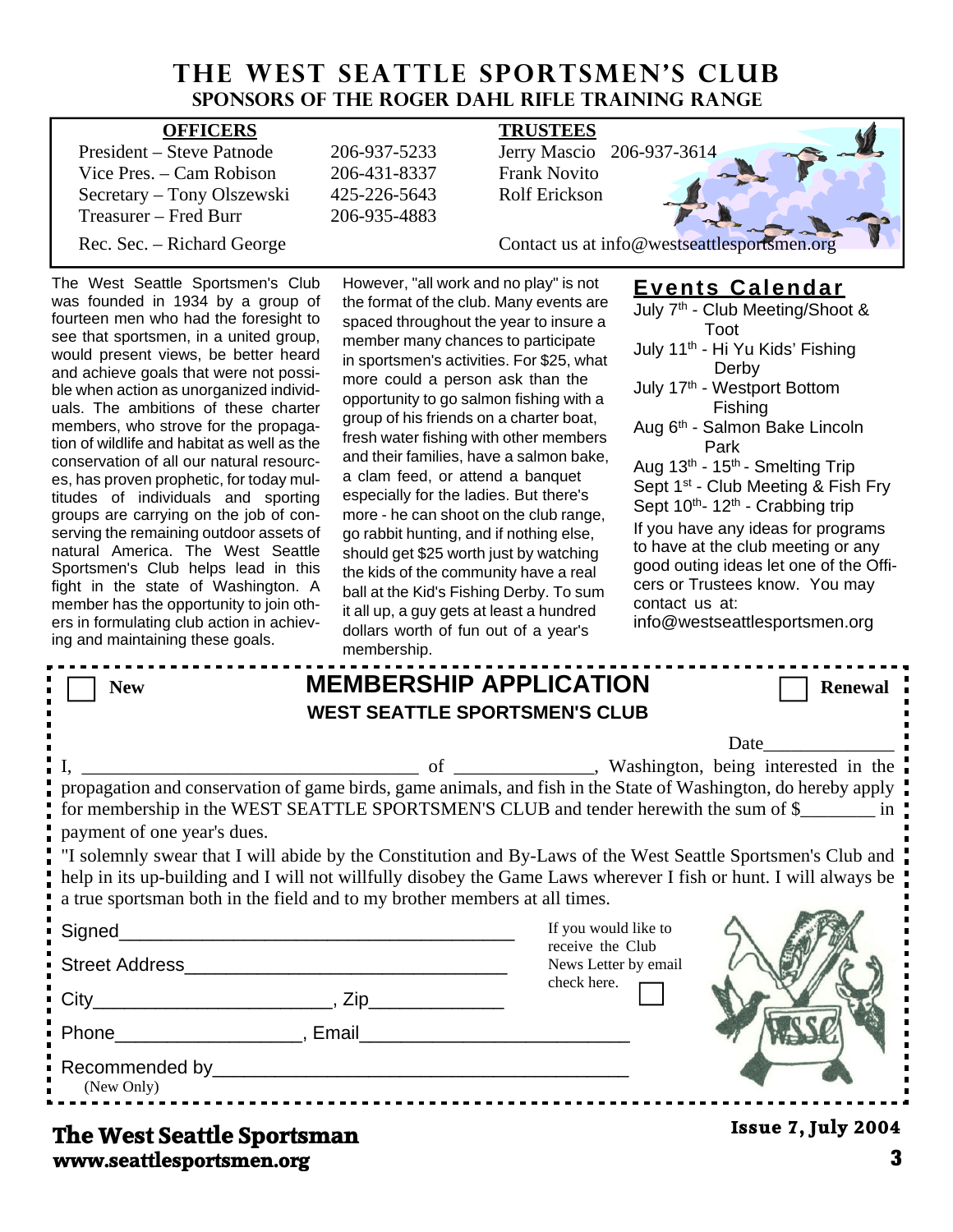# THE WEST SEATTLE SPORTSMEN'S CLUB

## SPONSORS OF THE ROGER DAHL RIFLE TRAINING RANGE

**OFFICERS**

President – Steve Patnode 206-937-5233
Vice Pres. – Cam Robison 206-431-8337
Secretary – Tony Olszewski 425-226-5643
Treasurer – Fred Burr 206-935-4883
Rec. Sec. – Richard George

**TRUSTEES**

Jerry Mascio 206-937-3614
Frank Novito
Rolf Erickson

Contact us at info@westseattlesportsmen.org

The West Seattle Sportsmen's Club was founded in 1934 by a group of fourteen men who had the foresight to see that sportsmen, in a united group, would present views, be better heard and achieve goals that were not possible when action as unorganized individuals. The ambitions of these charter members, who strove for the propagation of wildlife and habitat as well as the conservation of all our natural resources, has proven prophetic, for today multitudes of individuals and sporting groups are carrying on the job of conserving the remaining outdoor assets of natural America. The West Seattle Sportsmen's Club helps lead in this fight in the state of Washington. A member has the opportunity to join others in formulating club action in achieving and maintaining these goals.

However, "all work and no play" is not the format of the club. Many events are spaced throughout the year to insure a member many chances to participate in sportsmen's activities. For $25, what more could a person ask than the opportunity to go salmon fishing with a group of his friends on a charter boat, fresh water fishing with other members and their families, have a salmon bake, a clam feed, or attend a banquet especially for the ladies. But there's more - he can shoot on the club range, go rabbit hunting, and if nothing else, should get $25 worth just by watching the kids of the community have a real ball at the Kid's Fishing Derby. To sum it all up, a guy gets at least a hundred dollars worth of fun out of a year's membership.

## Events Calendar

- July 7th - Club Meeting/Shoot & Toot
- July 11th - Hi Yu Kids' Fishing Derby
- July 17th - Westport Bottom Fishing
- Aug 6th - Salmon Bake Lincoln Park
- Aug 13th - 15th - Smelting Trip
- Sept 1st - Club Meeting & Fish Fry
- Sept 10th- 12th - Crabbing trip

If you have any ideas for programs to have at the club meeting or any good outing ideas let one of the Officers or Trustees know. You may contact us at: info@westseattlesportsmen.org

---

☐ New **MEMBERSHIP APPLICATION** ☐ Renewal

**WEST SEATTLE SPORTSMEN'S CLUB**

Date______________

I, ____________________________________ of _______________, Washington, being interested in the propagation and conservation of game birds, game animals, and fish in the State of Washington, do hereby apply for membership in the WEST SEATTLE SPORTSMEN'S CLUB and tender herewith the sum of $________ in payment of one year's dues.

"I solemnly swear that I will abide by the Constitution and By-Laws of the West Seattle Sportsmen's Club and help in its up-building and I will not willfully disobey the Game Laws wherever I fish or hunt. I will always be a true sportsman both in the field and to my brother members at all times.

Signed_______________________________________

Street Address_______________________________

City_______________________, Zip_____________

Phone__________________, Email__________________________

Recommended by_______________________________________
(New Only)

If you would like to receive the Club News Letter by email check here. ☐

**The West Seattle Sportsman**
**www.seattlesportsmen.org**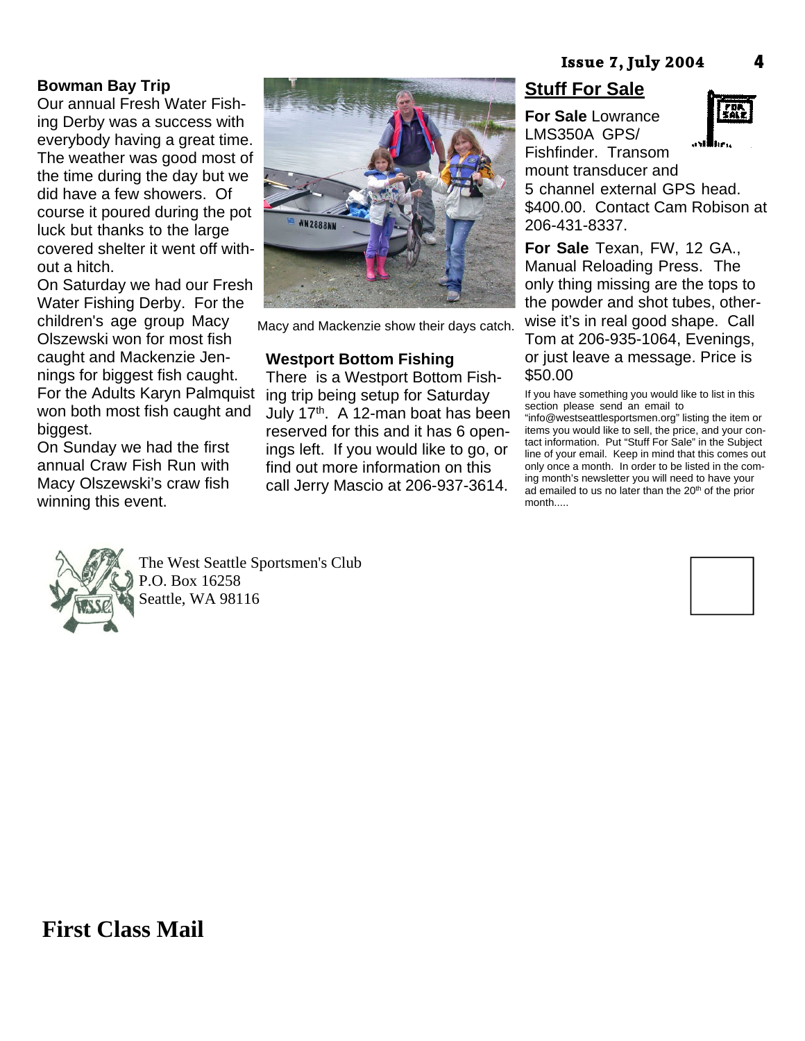### Bowman Bay Trip

Our annual Fresh Water Fishing Derby was a success with everybody having a great time. The weather was good most of the time during the day but we did have a few showers. Of course it poured during the pot luck but thanks to the large covered shelter it went off without a hitch.

On Saturday we had our Fresh Water Fishing Derby. For the children's age group Macy Olszewski won for most fish caught and Mackenzie Jennings for biggest fish caught. For the Adults Karyn Palmquist won both most fish caught and biggest.

On Sunday we had the first annual Craw Fish Run with Macy Olszewski's craw fish winning this event.

Macy and Mackenzie show their days catch.

### Westport Bottom Fishing

There is a Westport Bottom Fishing trip being setup for Saturday July 17th. A 12-man boat has been reserved for this and it has 6 openings left. If you would like to go, or find out more information on this call Jerry Mascio at 206-937-3614.

## Stuff For Sale

**For Sale** Lowrance LMS350A GPS/ Fishfinder. Transom mount transducer and 5 channel external GPS head. $400.00. Contact Cam Robison at 206-431-8337.

**For Sale** Texan, FW, 12 GA., Manual Reloading Press. The only thing missing are the tops to the powder and shot tubes, otherwise it's in real good shape. Call Tom at 206-935-1064, Evenings, or just leave a message. Price is $50.00

If you have something you would like to list in this section please send an email to "info@westseattlesportsmen.org" listing the item or items you would like to sell, the price, and your contact information. Put "Stuff For Sale" in the Subject line of your email. Keep in mind that this comes out only once a month. In order to be listed in the coming month's newsletter you will need to have your ad emailed to us no later than the 20th of the prior month.....

The West Seattle Sportsmen's Club
P.O. Box 16258
Seattle, WA 98116

**First Class Mail**